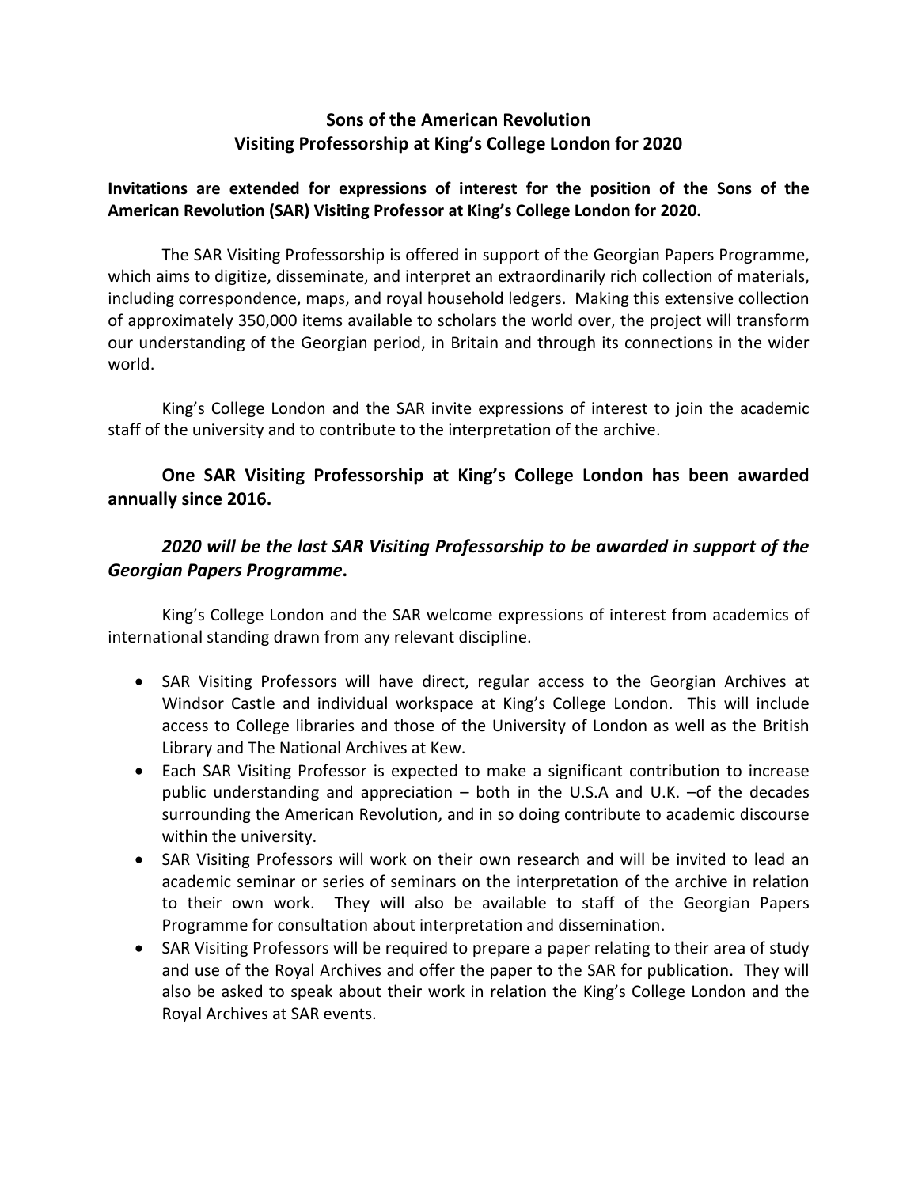# Sons of the American Revolution
# Visiting Professorship at King's College London for 2020

**Invitations are extended for expressions of interest for the position of the Sons of the American Revolution (SAR) Visiting Professor at King's College London for 2020.**

The SAR Visiting Professorship is offered in support of the Georgian Papers Programme, which aims to digitize, disseminate, and interpret an extraordinarily rich collection of materials, including correspondence, maps, and royal household ledgers. Making this extensive collection of approximately 350,000 items available to scholars the world over, the project will transform our understanding of the Georgian period, in Britain and through its connections in the wider world.

King's College London and the SAR invite expressions of interest to join the academic staff of the university and to contribute to the interpretation of the archive.

**One SAR Visiting Professorship at King's College London has been awarded annually since 2016.**

***2020 will be the last SAR Visiting Professorship to be awarded in support of the Georgian Papers Programme*.**

King's College London and the SAR welcome expressions of interest from academics of international standing drawn from any relevant discipline.

- SAR Visiting Professors will have direct, regular access to the Georgian Archives at Windsor Castle and individual workspace at King's College London. This will include access to College libraries and those of the University of London as well as the British Library and The National Archives at Kew.
- Each SAR Visiting Professor is expected to make a significant contribution to increase public understanding and appreciation – both in the U.S.A and U.K. –of the decades surrounding the American Revolution, and in so doing contribute to academic discourse within the university.
- SAR Visiting Professors will work on their own research and will be invited to lead an academic seminar or series of seminars on the interpretation of the archive in relation to their own work. They will also be available to staff of the Georgian Papers Programme for consultation about interpretation and dissemination.
- SAR Visiting Professors will be required to prepare a paper relating to their area of study and use of the Royal Archives and offer the paper to the SAR for publication. They will also be asked to speak about their work in relation the King's College London and the Royal Archives at SAR events.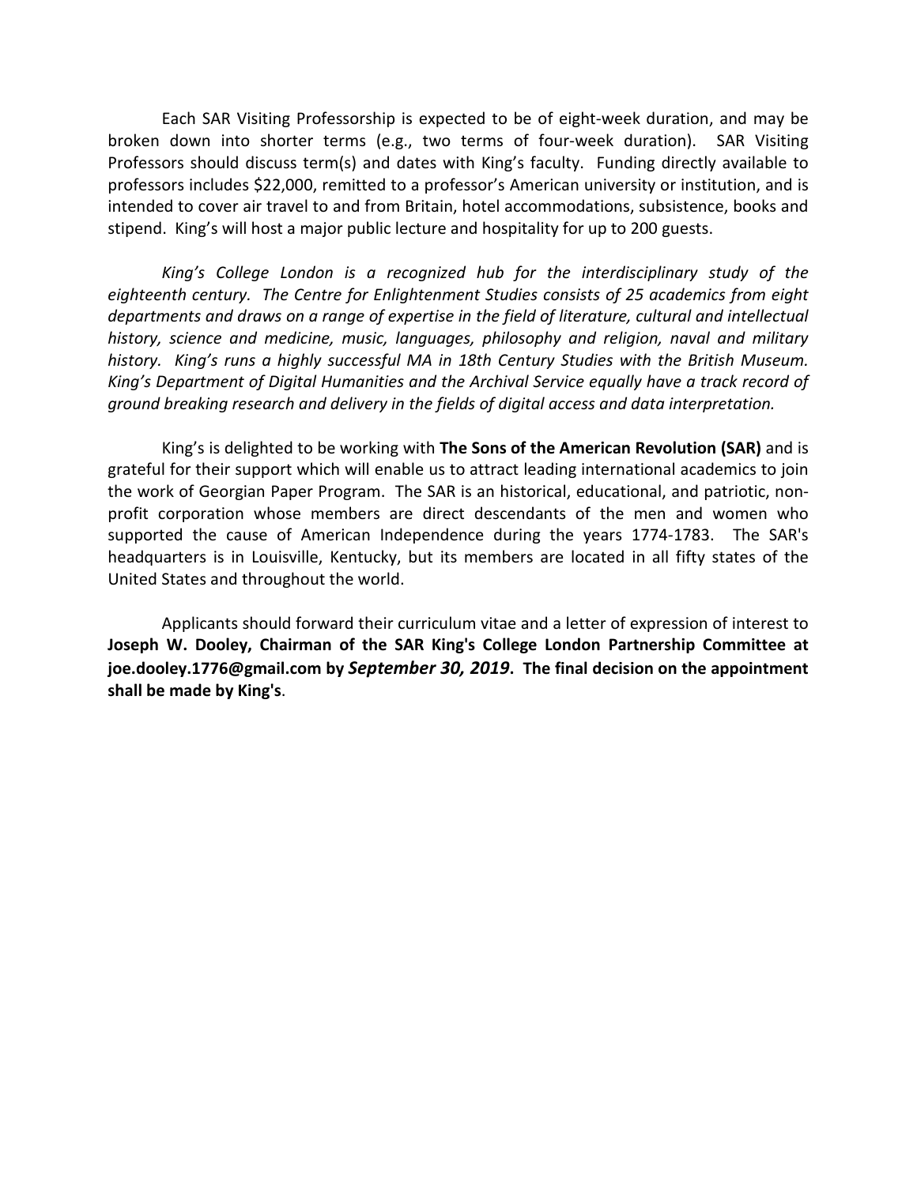Each SAR Visiting Professorship is expected to be of eight-week duration, and may be broken down into shorter terms (e.g., two terms of four-week duration). SAR Visiting Professors should discuss term(s) and dates with King's faculty. Funding directly available to professors includes $22,000, remitted to a professor's American university or institution, and is intended to cover air travel to and from Britain, hotel accommodations, subsistence, books and stipend. King's will host a major public lecture and hospitality for up to 200 guests.

*King's College London is a recognized hub for the interdisciplinary study of the eighteenth century. The Centre for Enlightenment Studies consists of 25 academics from eight departments and draws on a range of expertise in the field of literature, cultural and intellectual history, science and medicine, music, languages, philosophy and religion, naval and military history. King's runs a highly successful MA in 18th Century Studies with the British Museum. King's Department of Digital Humanities and the Archival Service equally have a track record of ground breaking research and delivery in the fields of digital access and data interpretation.*

King's is delighted to be working with **The Sons of the American Revolution (SAR)** and is grateful for their support which will enable us to attract leading international academics to join the work of Georgian Paper Program. The SAR is an historical, educational, and patriotic, non-profit corporation whose members are direct descendants of the men and women who supported the cause of American Independence during the years 1774-1783. The SAR's headquarters is in Louisville, Kentucky, but its members are located in all fifty states of the United States and throughout the world.

Applicants should forward their curriculum vitae and a letter of expression of interest to **Joseph W. Dooley, Chairman of the SAR King's College London Partnership Committee at joe.dooley.1776@gmail.com by *September 30, 2019*. The final decision on the appointment shall be made by King's**.